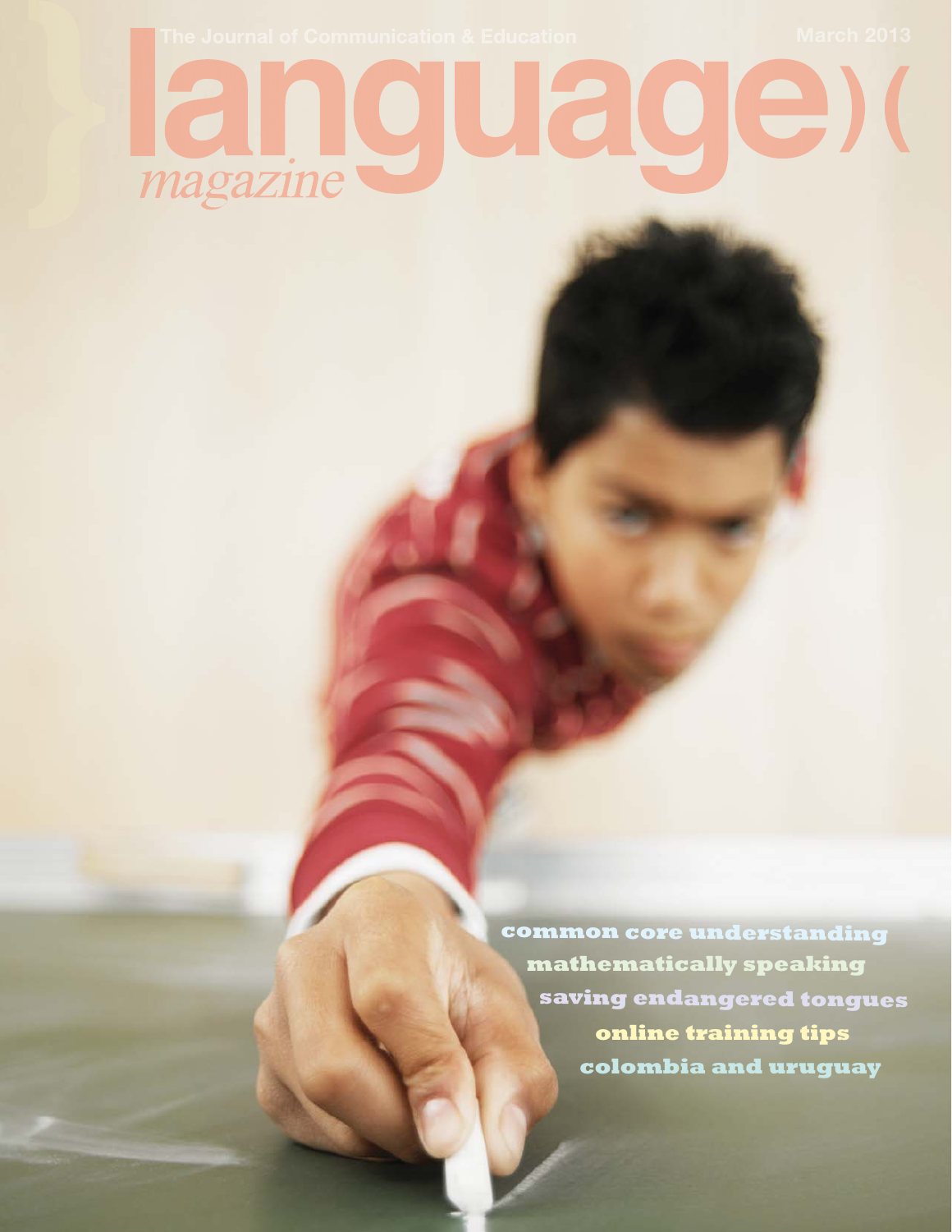The Journal of Communication & Education

March 2013

# language magazine

common core understanding

mathematically speaking

saving endangered tongues

online training tips

colombia and uruguay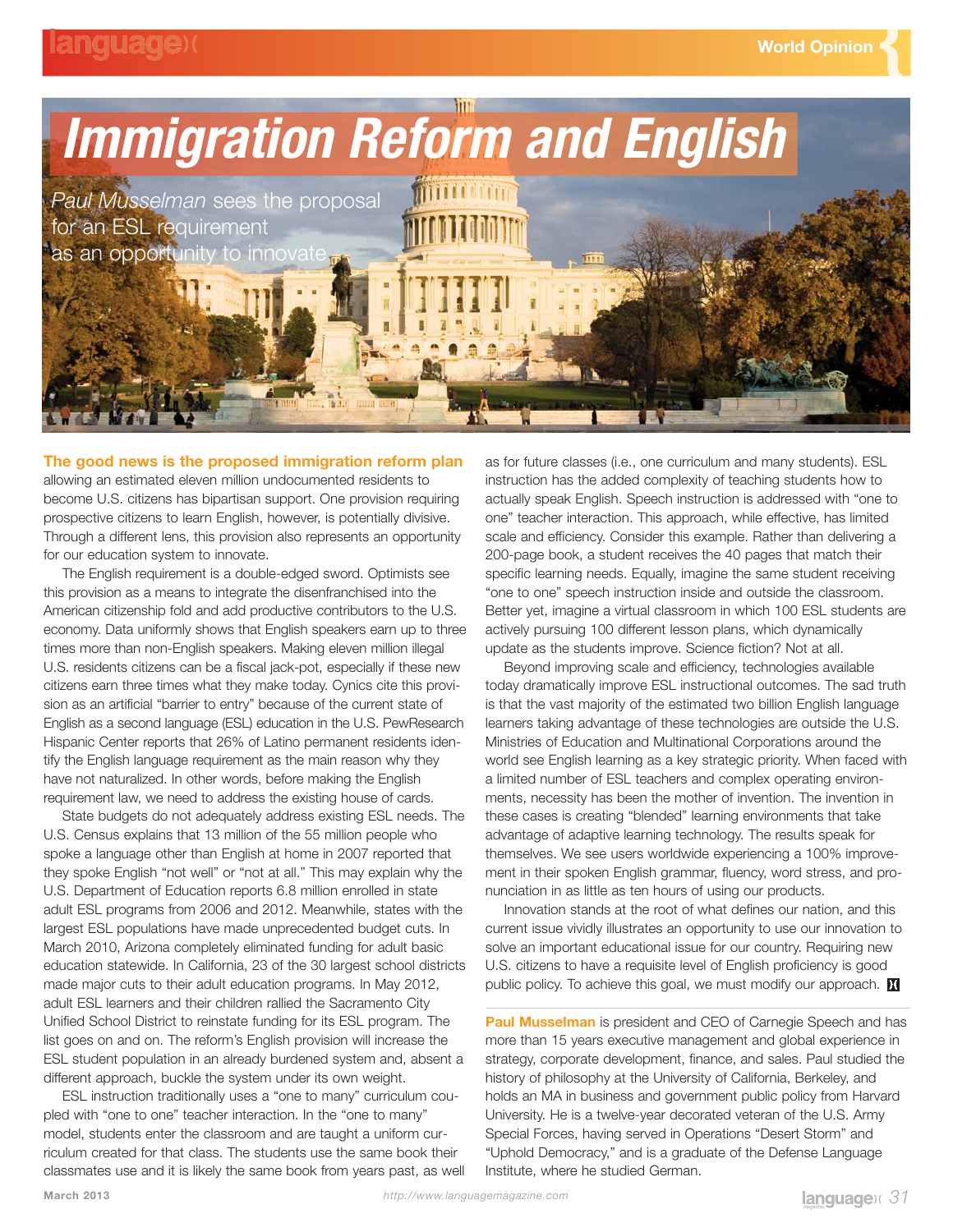# Immigration Reform and English

*Paul Musselman* sees the proposal for an ESL requirement as an opportunity to innovate

**The good news is the proposed immigration reform plan** allowing an estimated eleven million undocumented residents to become U.S. citizens has bipartisan support. One provision requiring prospective citizens to learn English, however, is potentially divisive. Through a different lens, this provision also represents an opportunity for our education system to innovate.

The English requirement is a double-edged sword. Optimists see this provision as a means to integrate the disenfranchised into the American citizenship fold and add productive contributors to the U.S. economy. Data uniformly shows that English speakers earn up to three times more than non-English speakers. Making eleven million illegal U.S. residents citizens can be a fiscal jack-pot, especially if these new citizens earn three times what they make today. Cynics cite this provision as an artificial "barrier to entry" because of the current state of English as a second language (ESL) education in the U.S. PewResearch Hispanic Center reports that 26% of Latino permanent residents identify the English language requirement as the main reason why they have not naturalized. In other words, before making the English requirement law, we need to address the existing house of cards.

State budgets do not adequately address existing ESL needs. The U.S. Census explains that 13 million of the 55 million people who spoke a language other than English at home in 2007 reported that they spoke English "not well" or "not at all." This may explain why the U.S. Department of Education reports 6.8 million enrolled in state adult ESL programs from 2006 and 2012. Meanwhile, states with the largest ESL populations have made unprecedented budget cuts. In March 2010, Arizona completely eliminated funding for adult basic education statewide. In California, 23 of the 30 largest school districts made major cuts to their adult education programs. In May 2012, adult ESL learners and their children rallied the Sacramento City Unified School District to reinstate funding for its ESL program. The list goes on and on. The reform's English provision will increase the ESL student population in an already burdened system and, absent a different approach, buckle the system under its own weight.

ESL instruction traditionally uses a "one to many" curriculum coupled with "one to one" teacher interaction. In the "one to many" model, students enter the classroom and are taught a uniform curriculum created for that class. The students use the same book their classmates use and it is likely the same book from years past, as well as for future classes (i.e., one curriculum and many students). ESL instruction has the added complexity of teaching students how to actually speak English. Speech instruction is addressed with "one to one" teacher interaction. This approach, while effective, has limited scale and efficiency. Consider this example. Rather than delivering a 200-page book, a student receives the 40 pages that match their specific learning needs. Equally, imagine the same student receiving "one to one" speech instruction inside and outside the classroom. Better yet, imagine a virtual classroom in which 100 ESL students are actively pursuing 100 different lesson plans, which dynamically update as the students improve. Science fiction? Not at all.

Beyond improving scale and efficiency, technologies available today dramatically improve ESL instructional outcomes. The sad truth is that the vast majority of the estimated two billion English language learners taking advantage of these technologies are outside the U.S. Ministries of Education and Multinational Corporations around the world see English learning as a key strategic priority. When faced with a limited number of ESL teachers and complex operating environments, necessity has been the mother of invention. The invention in these cases is creating "blended" learning environments that take advantage of adaptive learning technology. The results speak for themselves. We see users worldwide experiencing a 100% improvement in their spoken English grammar, fluency, word stress, and pronunciation in as little as ten hours of using our products.

Innovation stands at the root of what defines our nation, and this current issue vividly illustrates an opportunity to use our innovation to solve an important educational issue for our country. Requiring new U.S. citizens to have a requisite level of English proficiency is good public policy. To achieve this goal, we must modify our approach.

**Paul Musselman** is president and CEO of Carnegie Speech and has more than 15 years executive management and global experience in strategy, corporate development, finance, and sales. Paul studied the history of philosophy at the University of California, Berkeley, and holds an MA in business and government public policy from Harvard University. He is a twelve-year decorated veteran of the U.S. Army Special Forces, having served in Operations "Desert Storm" and "Uphold Democracy," and is a graduate of the Defense Language Institute, where he studied German.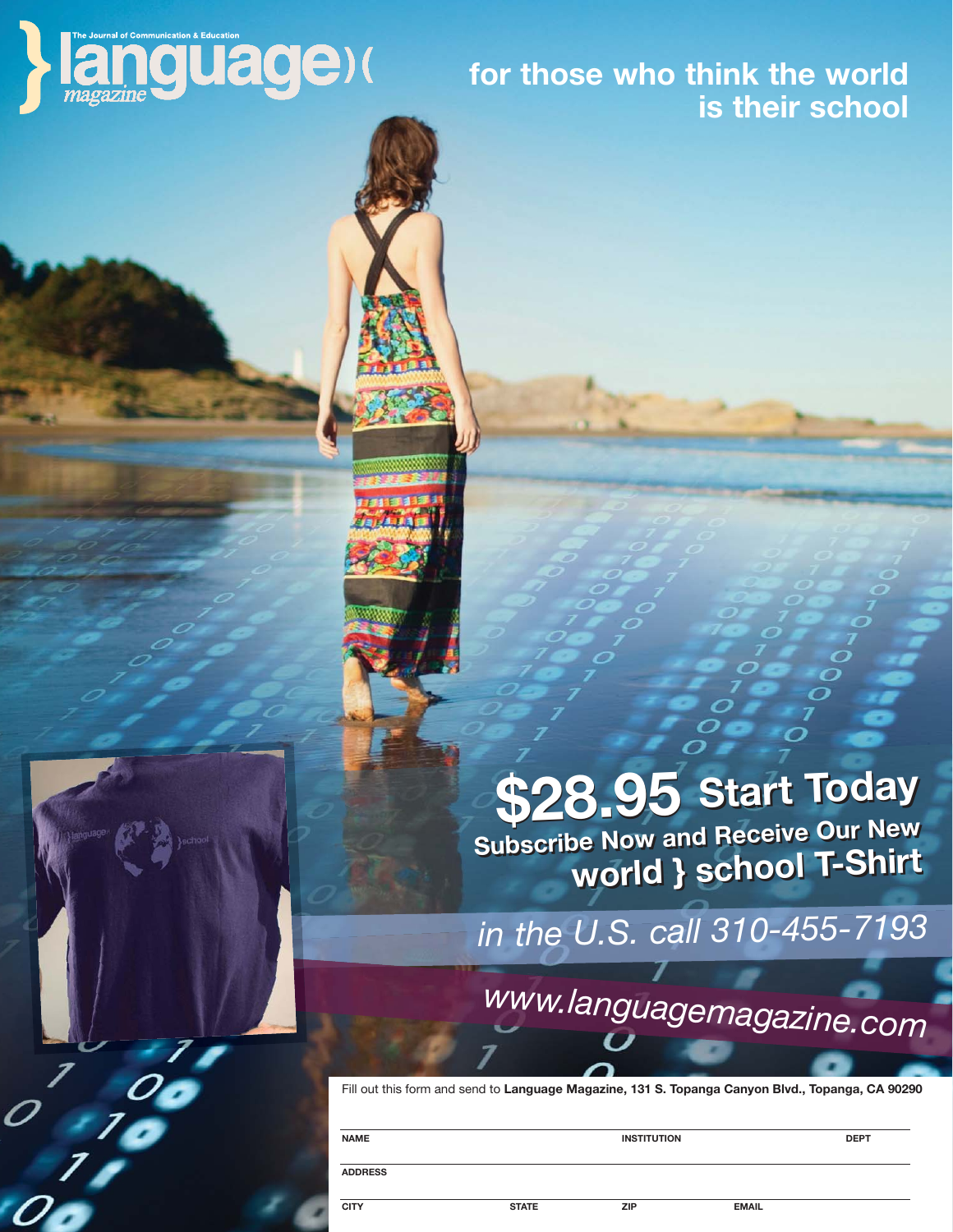The Journal of Communication & Education

# language magazine

## for those who think the world is their school

**$28.95 Start Today**

**Subscribe Now and Receive Our New world } school T-Shirt**

*in the U.S. call 310-455-7193*

*www.languagemagazine.com*

Fill out this form and send to **Language Magazine, 131 S. Topanga Canyon Blvd., Topanga, CA 90290**

| | | |
|---|---|---|
| **NAME** | **INSTITUTION** | **DEPT** |

**ADDRESS**

| | | | |
|---|---|---|---|
| **CITY** | **STATE** | **ZIP** | **EMAIL** |